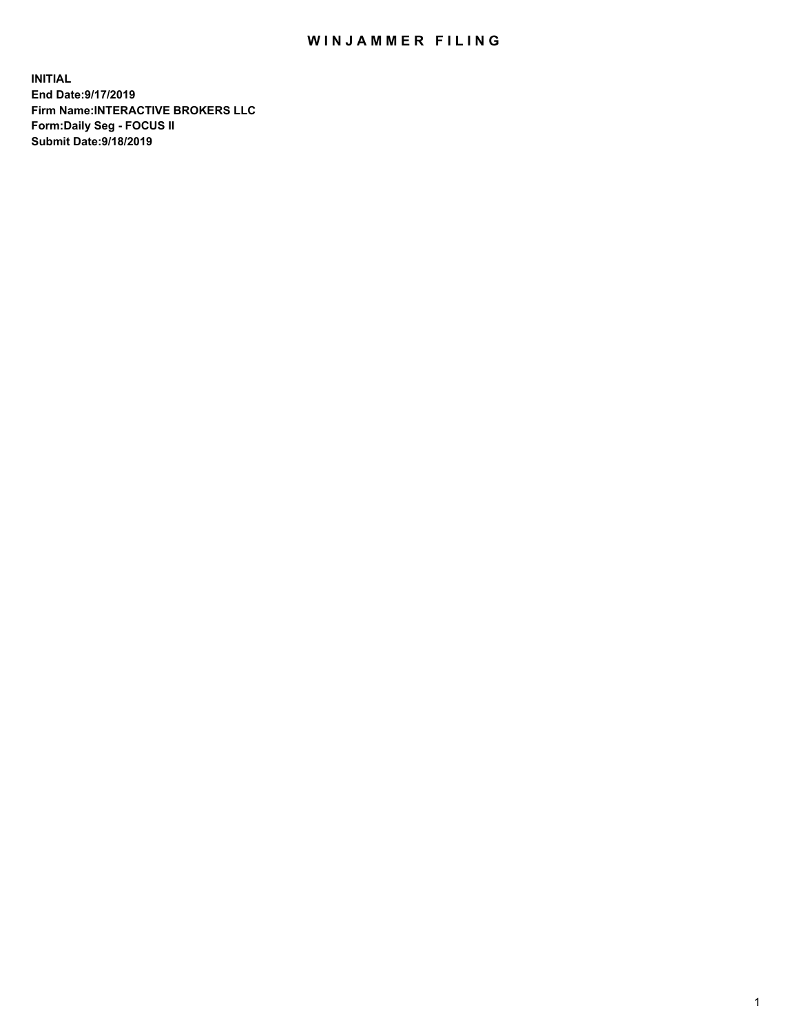# WINJAMMER FILING

**INITIAL**
**End Date:9/17/2019**
**Firm Name:INTERACTIVE BROKERS LLC**
**Form:Daily Seg - FOCUS II**
**Submit Date:9/18/2019**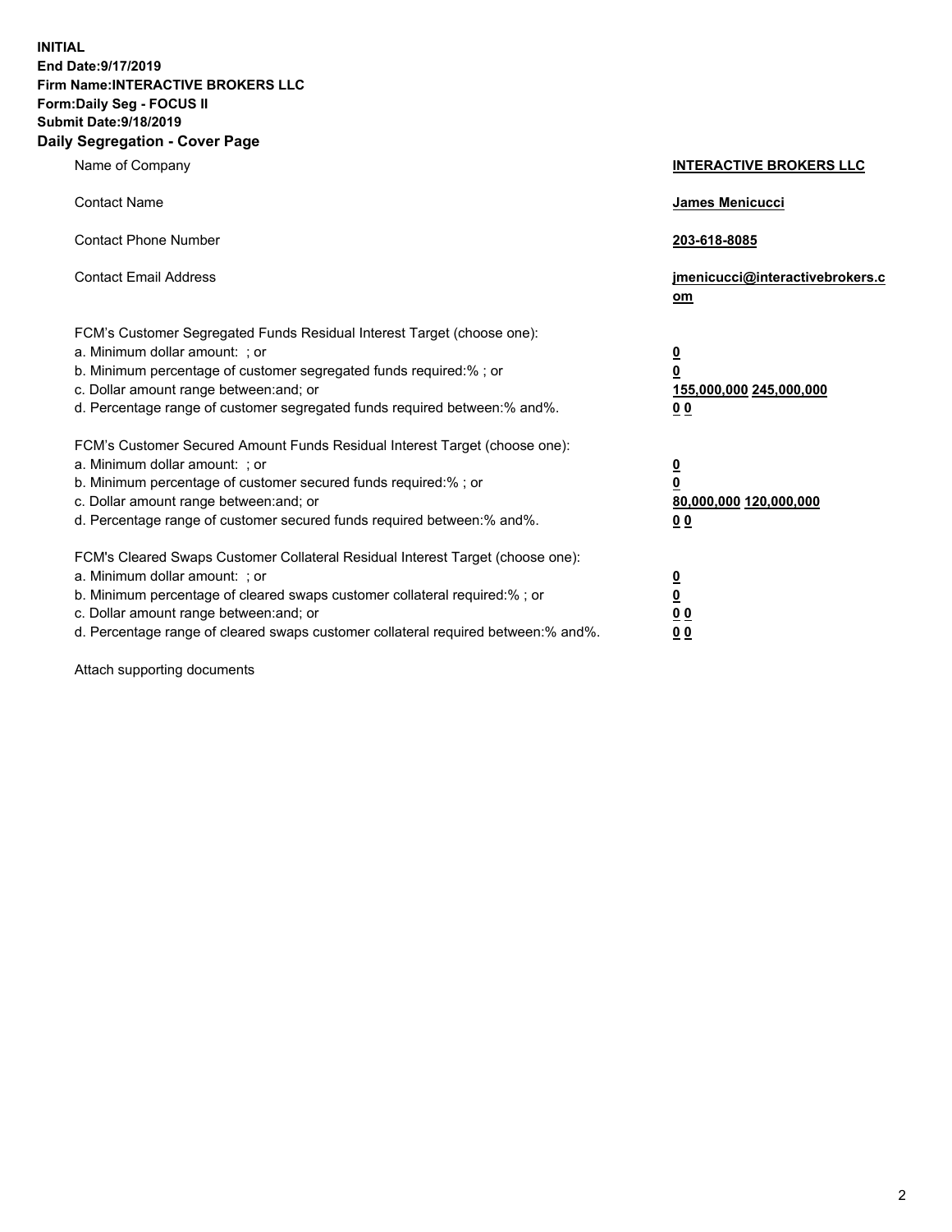**INITIAL**
**End Date:9/17/2019**
**Firm Name:INTERACTIVE BROKERS LLC**
**Form:Daily Seg - FOCUS II**
**Submit Date:9/18/2019**

## Daily Segregation - Cover Page

| | |
|---|---|
| Name of Company | **INTERACTIVE BROKERS LLC** |
| Contact Name | **James Menicucci** |
| Contact Phone Number | **203-618-8085** |
| Contact Email Address | **jmenicucci@interactivebrokers.com** |

FCM's Customer Segregated Funds Residual Interest Target (choose one):

| | |
|---|---|
| a. Minimum dollar amount: ; or | **0** |
| b. Minimum percentage of customer segregated funds required:% ; or | **0** |
| c. Dollar amount range between:and; or | **155,000,000** **245,000,000** |
| d. Percentage range of customer segregated funds required between:% and%. | **0** **0** |

FCM's Customer Secured Amount Funds Residual Interest Target (choose one):

| | |
|---|---|
| a. Minimum dollar amount: ; or | **0** |
| b. Minimum percentage of customer secured funds required:% ; or | **0** |
| c. Dollar amount range between:and; or | **80,000,000** **120,000,000** |
| d. Percentage range of customer secured funds required between:% and%. | **0** **0** |

FCM's Cleared Swaps Customer Collateral Residual Interest Target (choose one):

| | |
|---|---|
| a. Minimum dollar amount: ; or | **0** |
| b. Minimum percentage of cleared swaps customer collateral required:% ; or | **0** |
| c. Dollar amount range between:and; or | **0** **0** |
| d. Percentage range of cleared swaps customer collateral required between:% and%. | **0** **0** |

Attach supporting documents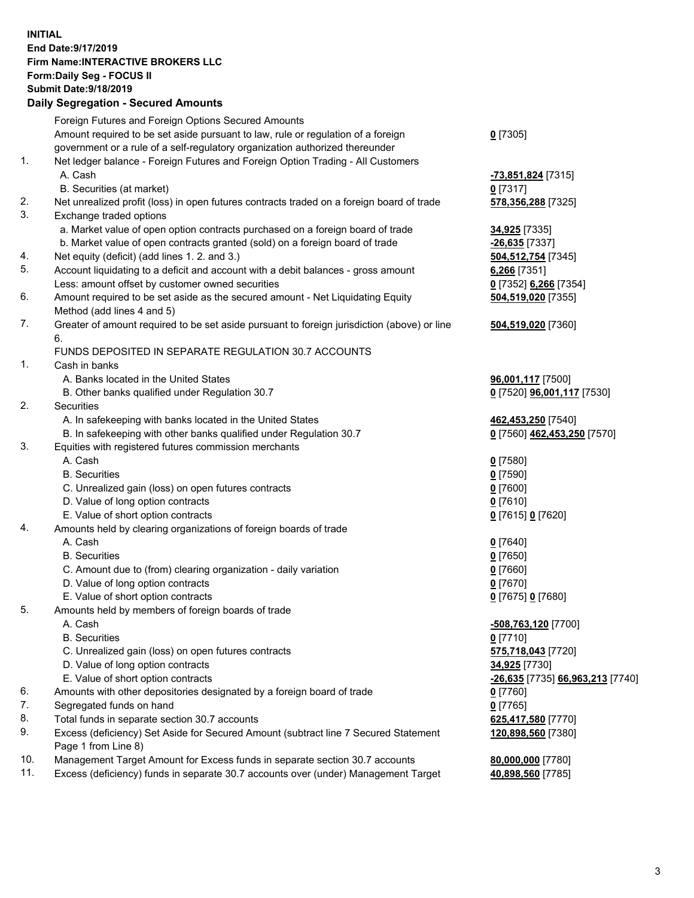**INITIAL**
**End Date:9/17/2019**
**Firm Name:INTERACTIVE BROKERS LLC**
**Form:Daily Seg - FOCUS II**
**Submit Date:9/18/2019**
**Daily Segregation - Secured Amounts**

| | | |
|---|---|---|
| | Foreign Futures and Foreign Options Secured Amounts | |
| | Amount required to be set aside pursuant to law, rule or regulation of a foreign government or a rule of a self-regulatory organization authorized thereunder | **0** [7305] |
| 1. | Net ledger balance - Foreign Futures and Foreign Option Trading - All Customers | |
| | A. Cash | **-73,851,824** [7315] |
| | B. Securities (at market) | **0** [7317] |
| 2. | Net unrealized profit (loss) in open futures contracts traded on a foreign board of trade | **578,356,288** [7325] |
| 3. | Exchange traded options | |
| | a. Market value of open option contracts purchased on a foreign board of trade | **34,925** [7335] |
| | b. Market value of open contracts granted (sold) on a foreign board of trade | **-26,635** [7337] |
| 4. | Net equity (deficit) (add lines 1. 2. and 3.) | **504,512,754** [7345] |
| 5. | Account liquidating to a deficit and account with a debit balances - gross amount | **6,266** [7351] |
| | Less: amount offset by customer owned securities | **0** [7352] **6,266** [7354] |
| 6. | Amount required to be set aside as the secured amount - Net Liquidating Equity Method (add lines 4 and 5) | **504,519,020** [7355] |
| 7. | Greater of amount required to be set aside pursuant to foreign jurisdiction (above) or line 6. | **504,519,020** [7360] |
| | FUNDS DEPOSITED IN SEPARATE REGULATION 30.7 ACCOUNTS | |
| 1. | Cash in banks | |
| | A. Banks located in the United States | **96,001,117** [7500] |
| | B. Other banks qualified under Regulation 30.7 | **0** [7520] **96,001,117** [7530] |
| 2. | Securities | |
| | A. In safekeeping with banks located in the United States | **462,453,250** [7540] |
| | B. In safekeeping with other banks qualified under Regulation 30.7 | **0** [7560] **462,453,250** [7570] |
| 3. | Equities with registered futures commission merchants | |
| | A. Cash | **0** [7580] |
| | B. Securities | **0** [7590] |
| | C. Unrealized gain (loss) on open futures contracts | **0** [7600] |
| | D. Value of long option contracts | **0** [7610] |
| | E. Value of short option contracts | **0** [7615] **0** [7620] |
| 4. | Amounts held by clearing organizations of foreign boards of trade | |
| | A. Cash | **0** [7640] |
| | B. Securities | **0** [7650] |
| | C. Amount due to (from) clearing organization - daily variation | **0** [7660] |
| | D. Value of long option contracts | **0** [7670] |
| | E. Value of short option contracts | **0** [7675] **0** [7680] |
| 5. | Amounts held by members of foreign boards of trade | |
| | A. Cash | **-508,763,120** [7700] |
| | B. Securities | **0** [7710] |
| | C. Unrealized gain (loss) on open futures contracts | **575,718,043** [7720] |
| | D. Value of long option contracts | **34,925** [7730] |
| | E. Value of short option contracts | **-26,635** [7735] **66,963,213** [7740] |
| 6. | Amounts with other depositories designated by a foreign board of trade | **0** [7760] |
| 7. | Segregated funds on hand | **0** [7765] |
| 8. | Total funds in separate section 30.7 accounts | **625,417,580** [7770] |
| 9. | Excess (deficiency) Set Aside for Secured Amount (subtract line 7 Secured Statement Page 1 from Line 8) | **120,898,560** [7380] |
| 10. | Management Target Amount for Excess funds in separate section 30.7 accounts | **80,000,000** [7780] |
| 11. | Excess (deficiency) funds in separate 30.7 accounts over (under) Management Target | **40,898,560** [7785] |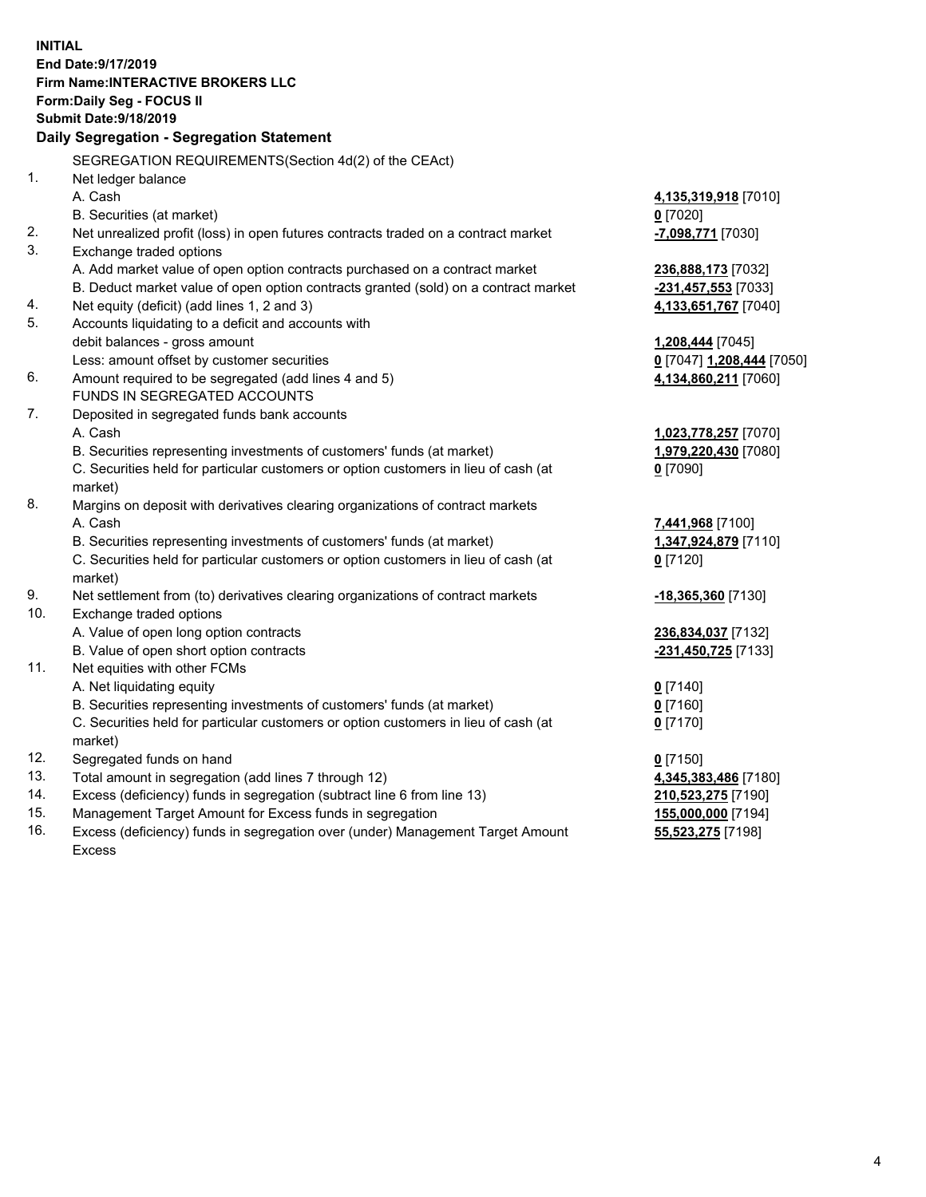**INITIAL**
**End Date:9/17/2019**
**Firm Name:INTERACTIVE BROKERS LLC**
**Form:Daily Seg - FOCUS II**
**Submit Date:9/18/2019**

**Daily Segregation - Segregation Statement**

| | | |
|---|---|---|
| | SEGREGATION REQUIREMENTS(Section 4d(2) of the CEAct) | |
| 1. | Net ledger balance | |
| | A. Cash | **4,135,319,918** [7010] |
| | B. Securities (at market) | **0** [7020] |
| 2. | Net unrealized profit (loss) in open futures contracts traded on a contract market | **-7,098,771** [7030] |
| 3. | Exchange traded options | |
| | A. Add market value of open option contracts purchased on a contract market | **236,888,173** [7032] |
| | B. Deduct market value of open option contracts granted (sold) on a contract market | **-231,457,553** [7033] |
| 4. | Net equity (deficit) (add lines 1, 2 and 3) | **4,133,651,767** [7040] |
| 5. | Accounts liquidating to a deficit and accounts with debit balances - gross amount | **1,208,444** [7045] |
| | Less: amount offset by customer securities | **0** [7047] **1,208,444** [7050] |
| 6. | Amount required to be segregated (add lines 4 and 5) | **4,134,860,211** [7060] |
| | FUNDS IN SEGREGATED ACCOUNTS | |
| 7. | Deposited in segregated funds bank accounts | |
| | A. Cash | **1,023,778,257** [7070] |
| | B. Securities representing investments of customers' funds (at market) | **1,979,220,430** [7080] |
| | C. Securities held for particular customers or option customers in lieu of cash (at market) | **0** [7090] |
| 8. | Margins on deposit with derivatives clearing organizations of contract markets | |
| | A. Cash | **7,441,968** [7100] |
| | B. Securities representing investments of customers' funds (at market) | **1,347,924,879** [7110] |
| | C. Securities held for particular customers or option customers in lieu of cash (at market) | **0** [7120] |
| 9. | Net settlement from (to) derivatives clearing organizations of contract markets | **-18,365,360** [7130] |
| 10. | Exchange traded options | |
| | A. Value of open long option contracts | **236,834,037** [7132] |
| | B. Value of open short option contracts | **-231,450,725** [7133] |
| 11. | Net equities with other FCMs | |
| | A. Net liquidating equity | **0** [7140] |
| | B. Securities representing investments of customers' funds (at market) | **0** [7160] |
| | C. Securities held for particular customers or option customers in lieu of cash (at market) | **0** [7170] |
| 12. | Segregated funds on hand | **0** [7150] |
| 13. | Total amount in segregation (add lines 7 through 12) | **4,345,383,486** [7180] |
| 14. | Excess (deficiency) funds in segregation (subtract line 6 from line 13) | **210,523,275** [7190] |
| 15. | Management Target Amount for Excess funds in segregation | **155,000,000** [7194] |
| 16. | Excess (deficiency) funds in segregation over (under) Management Target Amount Excess | **55,523,275** [7198] |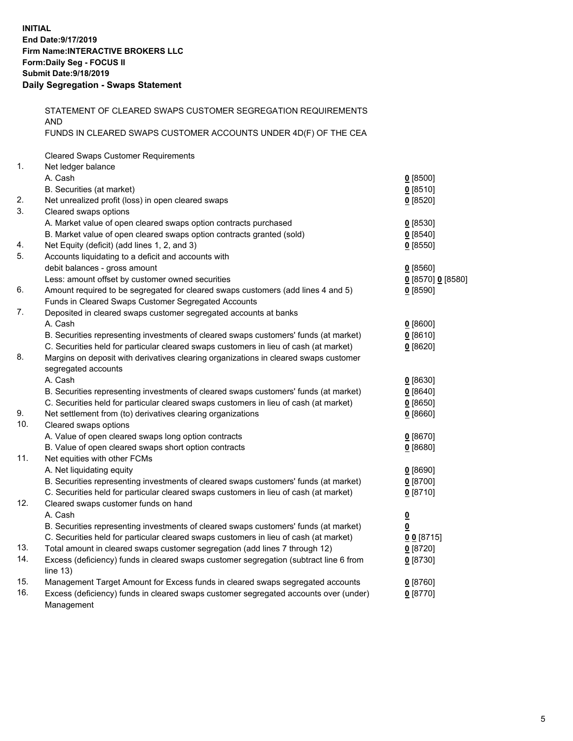**INITIAL**
**End Date:9/17/2019**
**Firm Name:INTERACTIVE BROKERS LLC**
**Form:Daily Seg - FOCUS II**
**Submit Date:9/18/2019**
**Daily Segregation - Swaps Statement**

STATEMENT OF CLEARED SWAPS CUSTOMER SEGREGATION REQUIREMENTS AND FUNDS IN CLEARED SWAPS CUSTOMER ACCOUNTS UNDER 4D(F) OF THE CEA

| | | |
|---|---|---|
| | Cleared Swaps Customer Requirements | |
| 1. | Net ledger balance | |
| | A. Cash | 0 [8500] |
| | B. Securities (at market) | 0 [8510] |
| 2. | Net unrealized profit (loss) in open cleared swaps | 0 [8520] |
| 3. | Cleared swaps options | |
| | A. Market value of open cleared swaps option contracts purchased | 0 [8530] |
| | B. Market value of open cleared swaps option contracts granted (sold) | 0 [8540] |
| 4. | Net Equity (deficit) (add lines 1, 2, and 3) | 0 [8550] |
| 5. | Accounts liquidating to a deficit and accounts with debit balances - gross amount | 0 [8560] |
| | Less: amount offset by customer owned securities | 0 [8570] 0 [8580] |
| 6. | Amount required to be segregated for cleared swaps customers (add lines 4 and 5) | 0 [8590] |
| | Funds in Cleared Swaps Customer Segregated Accounts | |
| 7. | Deposited in cleared swaps customer segregated accounts at banks | |
| | A. Cash | 0 [8600] |
| | B. Securities representing investments of cleared swaps customers' funds (at market) | 0 [8610] |
| | C. Securities held for particular cleared swaps customers in lieu of cash (at market) | 0 [8620] |
| 8. | Margins on deposit with derivatives clearing organizations in cleared swaps customer segregated accounts | |
| | A. Cash | 0 [8630] |
| | B. Securities representing investments of cleared swaps customers' funds (at market) | 0 [8640] |
| | C. Securities held for particular cleared swaps customers in lieu of cash (at market) | 0 [8650] |
| 9. | Net settlement from (to) derivatives clearing organizations | 0 [8660] |
| 10. | Cleared swaps options | |
| | A. Value of open cleared swaps long option contracts | 0 [8670] |
| | B. Value of open cleared swaps short option contracts | 0 [8680] |
| 11. | Net equities with other FCMs | |
| | A. Net liquidating equity | 0 [8690] |
| | B. Securities representing investments of cleared swaps customers' funds (at market) | 0 [8700] |
| | C. Securities held for particular cleared swaps customers in lieu of cash (at market) | 0 [8710] |
| 12. | Cleared swaps customer funds on hand | |
| | A. Cash | 0 |
| | B. Securities representing investments of cleared swaps customers' funds (at market) | 0 |
| | C. Securities held for particular cleared swaps customers in lieu of cash (at market) | 0 0 [8715] |
| 13. | Total amount in cleared swaps customer segregation (add lines 7 through 12) | 0 [8720] |
| 14. | Excess (deficiency) funds in cleared swaps customer segregation (subtract line 6 from line 13) | 0 [8730] |
| 15. | Management Target Amount for Excess funds in cleared swaps segregated accounts | 0 [8760] |
| 16. | Excess (deficiency) funds in cleared swaps customer segregated accounts over (under) Management | 0 [8770] |